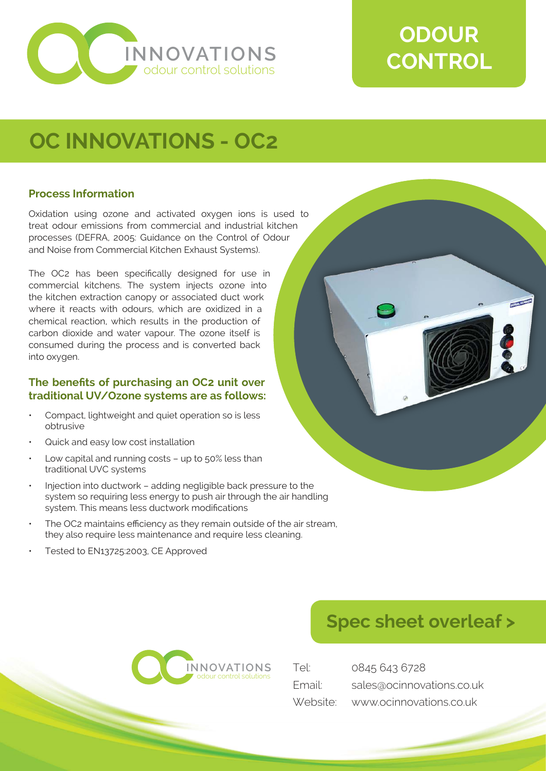# ODOUR CONTROL

## OC INNOVATIONS - OC2

### Process Information

Oxidation using ozone and activated oxygen ions is used to treat odour emissions from commercial and industrial kitchen processes (DEFRA, 2005: Guidance on the Control of Odour and Noise from Commercial Kitchen Exhaust Systems).

The OC2 has been specifically designed for use in commercial kitchens. The system injects ozone into the kitchen extraction canopy or associated duct work where it reacts with odours, which are oxidized in a chemical reaction, which results in the production of carbon dioxide and water vapour. The ozone itself is consumed during the process and is converted back into oxygen.

### The benefits of purchasing an OC2 unit over traditional UV/Ozone systems are as follows:

- Compact, lightweight and quiet operation so is less obtrusive
- Quick and easy low cost installation
- Low capital and running costs – up to 50% less than traditional UVC systems
- Injection into ductwork – adding negligible back pressure to the system so requiring less energy to push air through the air handling system. This means less ductwork modifications
- The OC2 maintains efficiency as they remain outside of the air stream, they also require less maintenance and require less cleaning.
- Tested to EN13725:2003, CE Approved

## Spec sheet overleaf >

INNOVATIONS
odour control solutions

Tel: 0845 643 6728
Email: sales@ocinnovations.co.uk
Website: www.ocinnovations.co.uk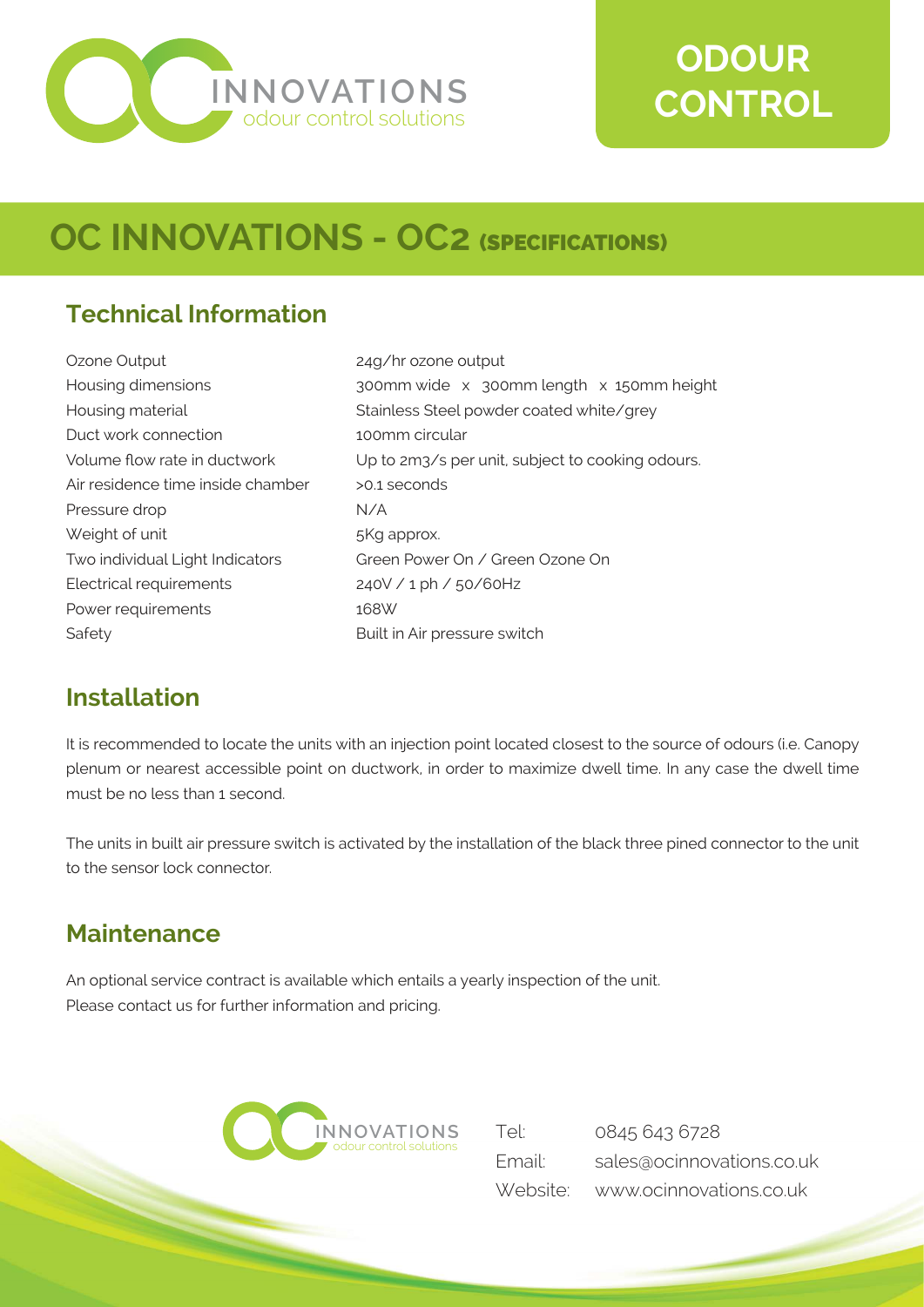INNOVATIONS
odour control solutions

**ODOUR CONTROL**

# OC INNOVATIONS - OC2 (SPECIFICATIONS)

## Technical Information

| | |
|---|---|
| Ozone Output | 24g/hr ozone output |
| Housing dimensions | 300mm wide x 300mm length x 150mm height |
| Housing material | Stainless Steel powder coated white/grey |
| Duct work connection | 100mm circular |
| Volume flow rate in ductwork | Up to 2m3/s per unit, subject to cooking odours. |
| Air residence time inside chamber | >0.1 seconds |
| Pressure drop | N/A |
| Weight of unit | 5Kg approx. |
| Two individual Light Indicators | Green Power On / Green Ozone On |
| Electrical requirements | 240V / 1 ph / 50/60Hz |
| Power requirements | 168W |
| Safety | Built in Air pressure switch |

## Installation

It is recommended to locate the units with an injection point located closest to the source of odours (i.e. Canopy plenum or nearest accessible point on ductwork, in order to maximize dwell time. In any case the dwell time must be no less than 1 second.

The units in built air pressure switch is activated by the installation of the black three pined connector to the unit to the sensor lock connector.

## Maintenance

An optional service contract is available which entails a yearly inspection of the unit.
Please contact us for further information and pricing.

INNOVATIONS
odour control solutions

Tel: 0845 643 6728
Email: sales@ocinnovations.co.uk
Website: www.ocinnovations.co.uk